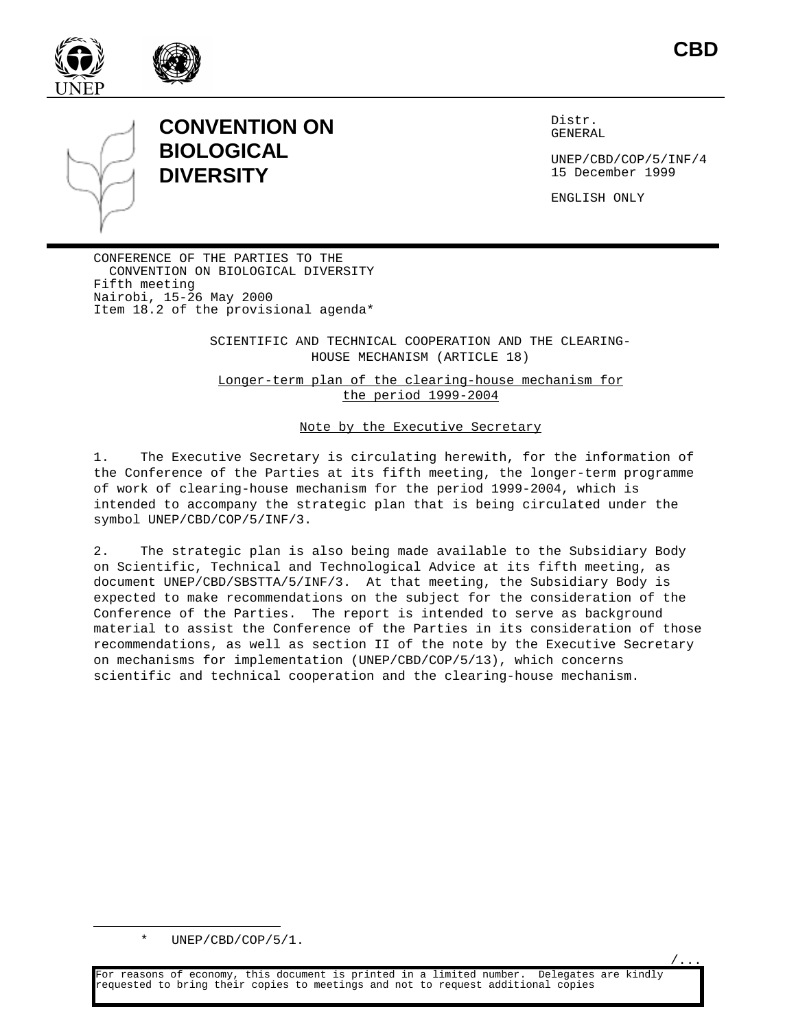CBD

# CONVENTION ON BIOLOGICAL DIVERSITY

Distr.
GENERAL

UNEP/CBD/COP/5/INF/4
15 December 1999

ENGLISH ONLY

CONFERENCE OF THE PARTIES TO THE
CONVENTION ON BIOLOGICAL DIVERSITY
Fifth meeting
Nairobi, 15-26 May 2000
Item 18.2 of the provisional agenda*

## SCIENTIFIC AND TECHNICAL COOPERATION AND THE CLEARING-HOUSE MECHANISM (ARTICLE 18)

### Longer-term plan of the clearing-house mechanism for the period 1999-2004

### Note by the Executive Secretary

1. The Executive Secretary is circulating herewith, for the information of the Conference of the Parties at its fifth meeting, the longer-term programme of work of clearing-house mechanism for the period 1999-2004, which is intended to accompany the strategic plan that is being circulated under the symbol UNEP/CBD/COP/5/INF/3.

2. The strategic plan is also being made available to the Subsidiary Body on Scientific, Technical and Technological Advice at its fifth meeting, as document UNEP/CBD/SBSTTA/5/INF/3. At that meeting, the Subsidiary Body is expected to make recommendations on the subject for the consideration of the Conference of the Parties. The report is intended to serve as background material to assist the Conference of the Parties in its consideration of those recommendations, as well as section II of the note by the Executive Secretary on mechanisms for implementation (UNEP/CBD/COP/5/13), which concerns scientific and technical cooperation and the clearing-house mechanism.

\* UNEP/CBD/COP/5/1.

For reasons of economy, this document is printed in a limited number. Delegates are kindly requested to bring their copies to meetings and not to request additional copies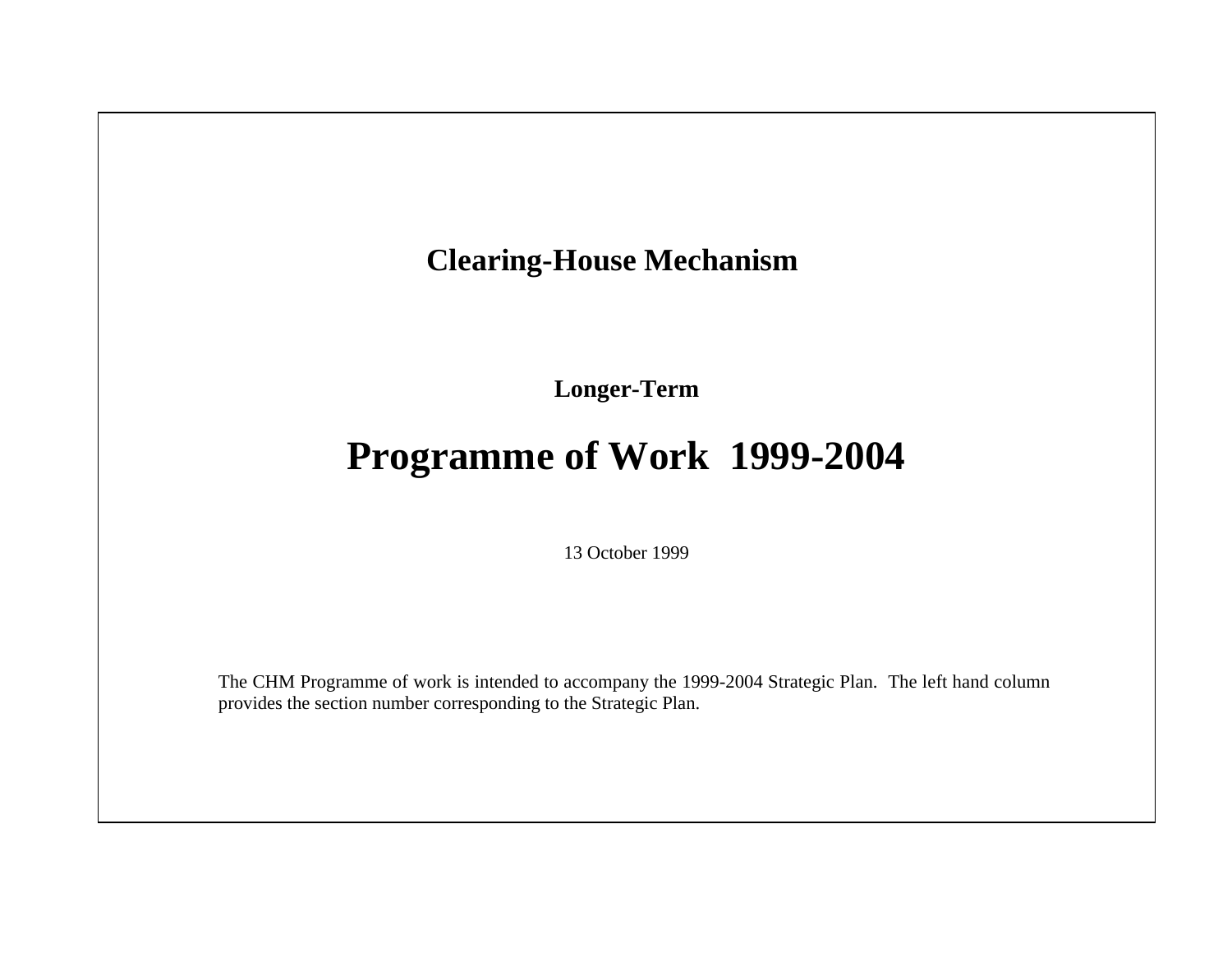# Clearing-House Mechanism

### Longer-Term

# Programme of Work 1999-2004

13 October 1999

The CHM Programme of work is intended to accompany the 1999-2004 Strategic Plan. The left hand column provides the section number corresponding to the Strategic Plan.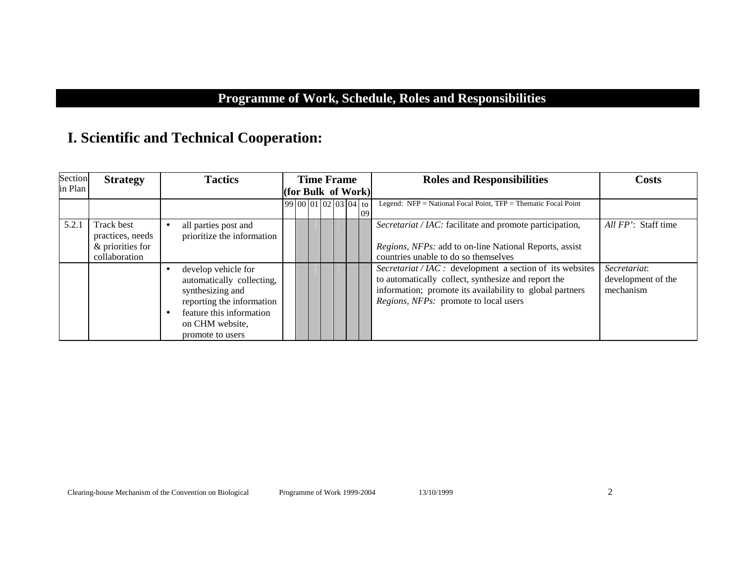# Programme of Work, Schedule, Roles and Responsibilities

## I. Scientific and Technical Cooperation:

| Section in Plan | Strategy | Tactics | Time Frame (for Bulk of Work) | | | | | | | Roles and Responsibilities | Costs |
|---|---|---|---|---|---|---|---|---|---|---|---|
| | | | 99 | 00 | 01 | 02 | 03 | 04 | to 09 | Legend: NFP = National Focal Point, TFP = Thematic Focal Point | |
| 5.2.1 | Track best practices, needs & priorities for collaboration | • all parties post and prioritize the information | | | | | | | | *Secretariat / IAC:* facilitate and promote participation,<br><br>*Regions, NFPs:* add to on-line National Reports, assist countries unable to do so themselves | *All FP'*: Staff time |
| | | • develop vehicle for automatically collecting, synthesizing and reporting the information<br>• feature this information on CHM website, promote to users | | | | | | | | *Secretariat / IAC :* development a section of its websites to automatically collect, synthesize and report the information; promote its availability to global partners<br>*Regions, NFPs:* promote to local users | *Secretariat*: development of the mechanism |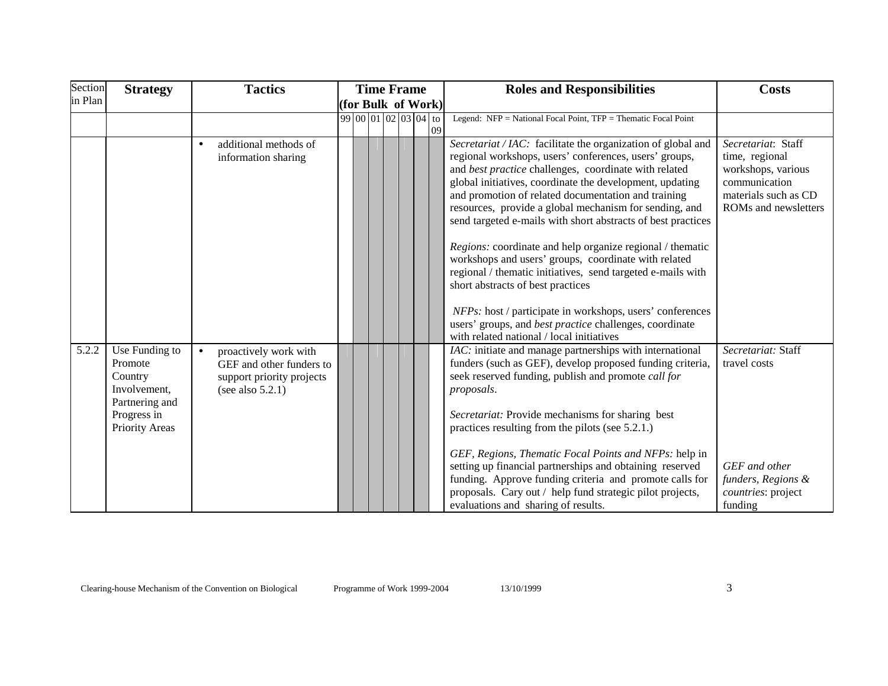| Section in Plan | Strategy | Tactics | Time Frame (for Bulk of Work) | | | | | | | Roles and Responsibilities | Costs |
|---|---|---|---|---|---|---|---|---|---|---|---|
| | | | 99 | 00 | 01 | 02 | 03 | 04 | to 09 | Legend: NFP = National Focal Point, TFP = Thematic Focal Point | |
| | | • additional methods of information sharing | | | | | | | | *Secretariat / IAC:* facilitate the organization of global and regional workshops, users' conferences, users' groups, and *best practice* challenges, coordinate with related global initiatives, coordinate the development, updating and promotion of related documentation and training resources, provide a global mechanism for sending, and send targeted e-mails with short abstracts of best practices<br><br>*Regions:* coordinate and help organize regional / thematic workshops and users' groups, coordinate with related regional / thematic initiatives, send targeted e-mails with short abstracts of best practices<br><br>*NFPs:* host / participate in workshops, users' conferences users' groups, and *best practice* challenges, coordinate with related national / local initiatives | *Secretariat*: Staff time, regional workshops, various communication materials such as CD ROMs and newsletters |
| 5.2.2 | Use Funding to Promote Country Involvement, Partnering and Progress in Priority Areas | • proactively work with GEF and other funders to support priority projects (see also 5.2.1) | | | | | | | | *IAC:* initiate and manage partnerships with international funders (such as GEF), develop proposed funding criteria, seek reserved funding, publish and promote *call for proposals*.<br><br>*Secretariat:* Provide mechanisms for sharing best practices resulting from the pilots (see 5.2.1.)<br><br>*GEF, Regions, Thematic Focal Points and NFPs:* help in setting up financial partnerships and obtaining reserved funding. Approve funding criteria and promote calls for proposals. Cary out / help fund strategic pilot projects, evaluations and sharing of results. | *Secretariat:* Staff travel costs<br><br>*GEF and other funders, Regions & countries*: project funding |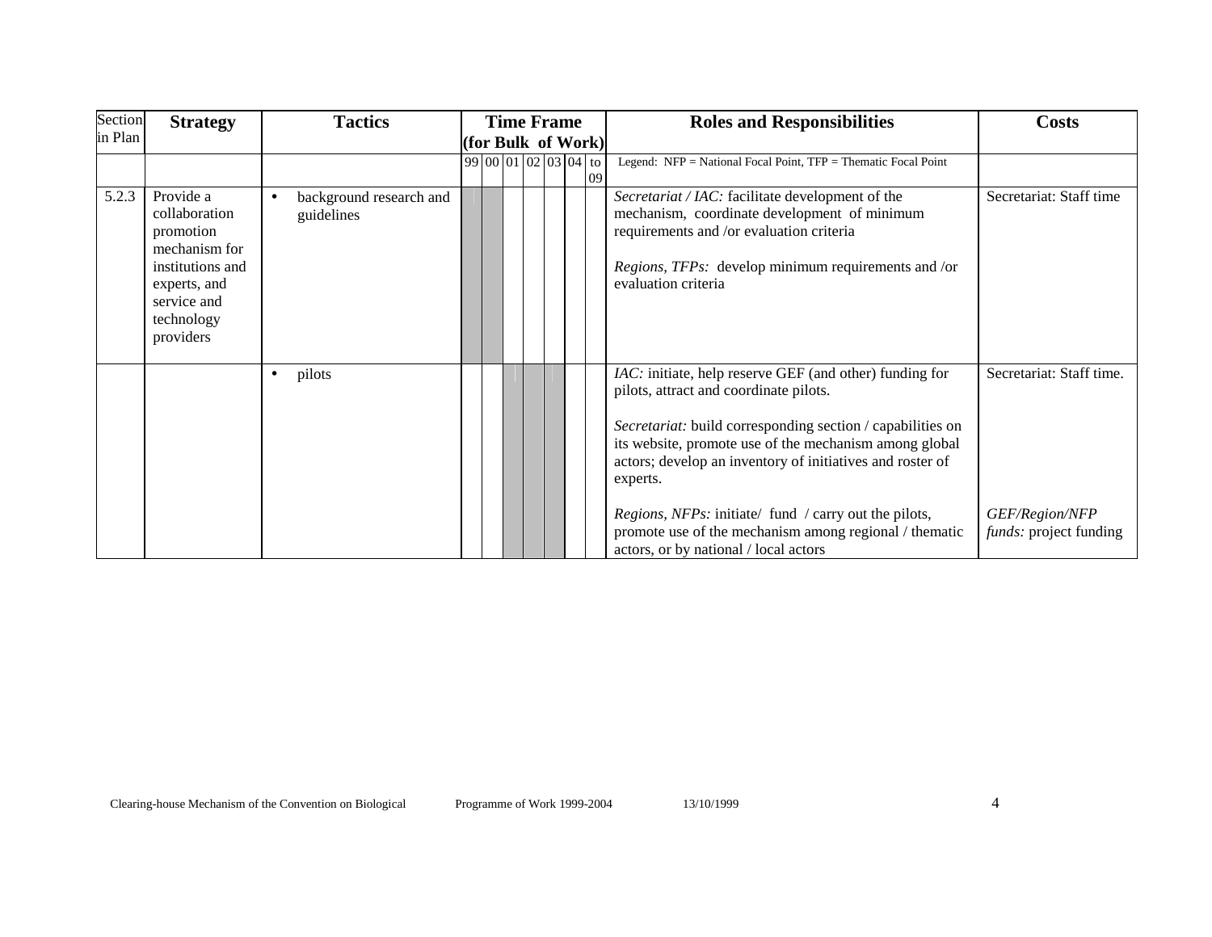| Section in Plan | Strategy | Tactics | Time Frame (for Bulk of Work) | | | | | | | Roles and Responsibilities | Costs |
|---|---|---|---|---|---|---|---|---|---|---|---|
| | | | 99 | 00 | 01 | 02 | 03 | 04 | to 09 | Legend: NFP = National Focal Point, TFP = Thematic Focal Point | |
| 5.2.3 | Provide a collaboration promotion mechanism for institutions and experts, and service and technology providers | • background research and guidelines | ■ | ■ | | | | | | *Secretariat / IAC:* facilitate development of the mechanism, coordinate development of minimum requirements and /or evaluation criteria<br><br>*Regions, TFPs:* develop minimum requirements and /or evaluation criteria | Secretariat: Staff time |
| | | • pilots | | | ■ | ■ | ■ | | | *IAC:* initiate, help reserve GEF (and other) funding for pilots, attract and coordinate pilots.<br><br>*Secretariat:* build corresponding section / capabilities on its website, promote use of the mechanism among global actors; develop an inventory of initiatives and roster of experts.<br><br>*Regions, NFPs:* initiate/ fund / carry out the pilots, promote use of the mechanism among regional / thematic actors, or by national / local actors | Secretariat: Staff time.<br><br>*GEF/Region/NFP funds:* project funding |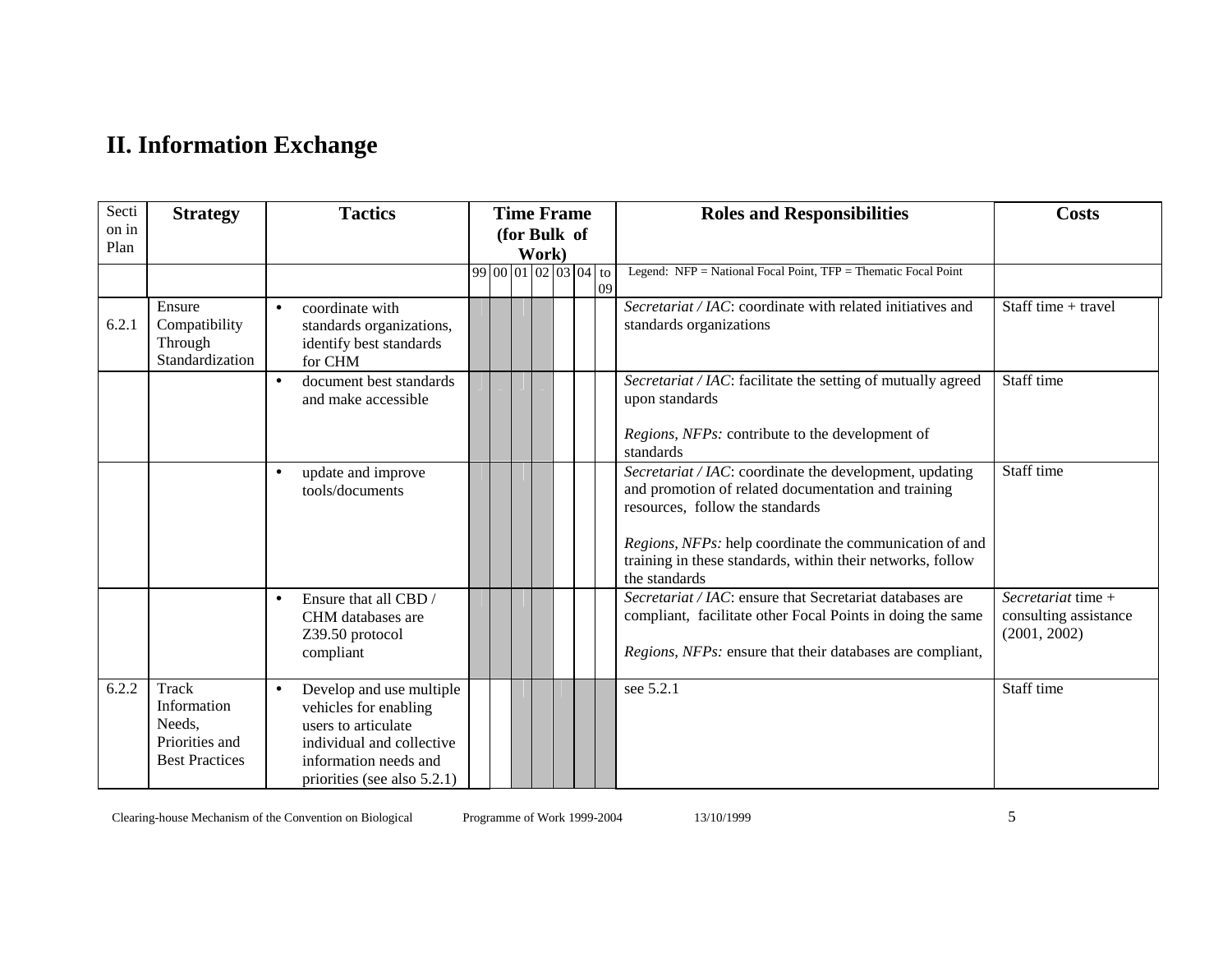## II. Information Exchange

| Section in Plan | Strategy | Tactics | Time Frame (for Bulk of Work) | | | | | | | Roles and Responsibilities | Costs |
|---|---|---|---|---|---|---|---|---|---|---|---|
| | | | 99 | 00 | 01 | 02 | 03 | 04 | to 09 | Legend: NFP = National Focal Point, TFP = Thematic Focal Point | |
| 6.2.1 | Ensure Compatibility Through Standardization | • coordinate with standards organizations, identify best standards for CHM | | | | | | | | *Secretariat / IAC*: coordinate with related initiatives and standards organizations | Staff time + travel |
| | | • document best standards and make accessible | | | | | | | | *Secretariat / IAC*: facilitate the setting of mutually agreed upon standards<br><br>*Regions, NFPs:* contribute to the development of standards | Staff time |
| | | • update and improve tools/documents | | | | | | | | *Secretariat / IAC*: coordinate the development, updating and promotion of related documentation and training resources, follow the standards<br><br>*Regions, NFPs:* help coordinate the communication of and training in these standards, within their networks, follow the standards | Staff time |
| | | • Ensure that all CBD / CHM databases are Z39.50 protocol compliant | | | | | | | | *Secretariat / IAC*: ensure that Secretariat databases are compliant, facilitate other Focal Points in doing the same<br><br>*Regions, NFPs:* ensure that their databases are compliant, | *Secretariat* time + consulting assistance (2001, 2002) |
| 6.2.2 | Track Information Needs, Priorities and Best Practices | • Develop and use multiple vehicles for enabling users to articulate individual and collective information needs and priorities (see also 5.2.1) | | | | | | | | see 5.2.1 | Staff time |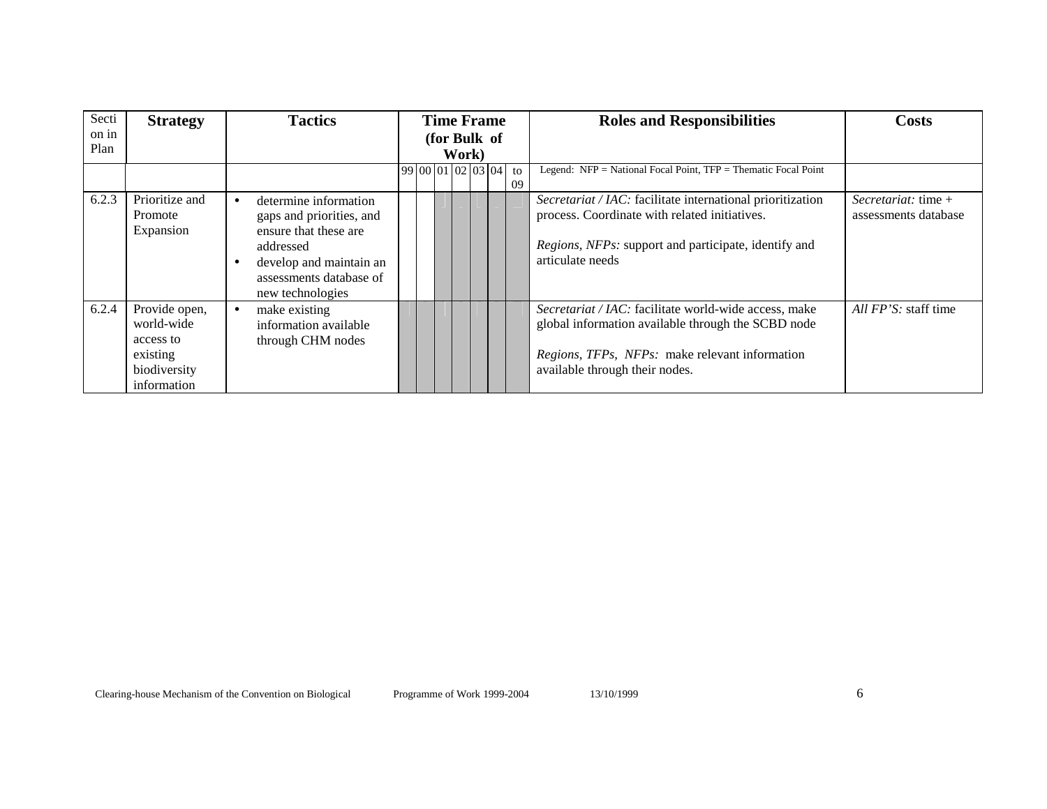| Section in Plan | Strategy | Tactics | Time Frame (for Bulk of Work) | | | | | | | Roles and Responsibilities | Costs |
|---|---|---|---|---|---|---|---|---|---|---|---|
| | | | 99 | 00 | 01 | 02 | 03 | 04 | to 09 | Legend: NFP = National Focal Point, TFP = Thematic Focal Point | |
| 6.2.3 | Prioritize and Promote Expansion | • determine information gaps and priorities, and ensure that these are addressed<br>• develop and maintain an assessments database of new technologies | | | | | | | | *Secretariat / IAC:* facilitate international prioritization process. Coordinate with related initiatives.<br><br>*Regions, NFPs:* support and participate, identify and articulate needs | *Secretariat:* time + assessments database |
| 6.2.4 | Provide open, world-wide access to existing biodiversity information | • make existing information available through CHM nodes | | | | | | | | *Secretariat / IAC:* facilitate world-wide access, make global information available through the SCBD node<br><br>*Regions, TFPs, NFPs:* make relevant information available through their nodes. | *All FP'S:* staff time |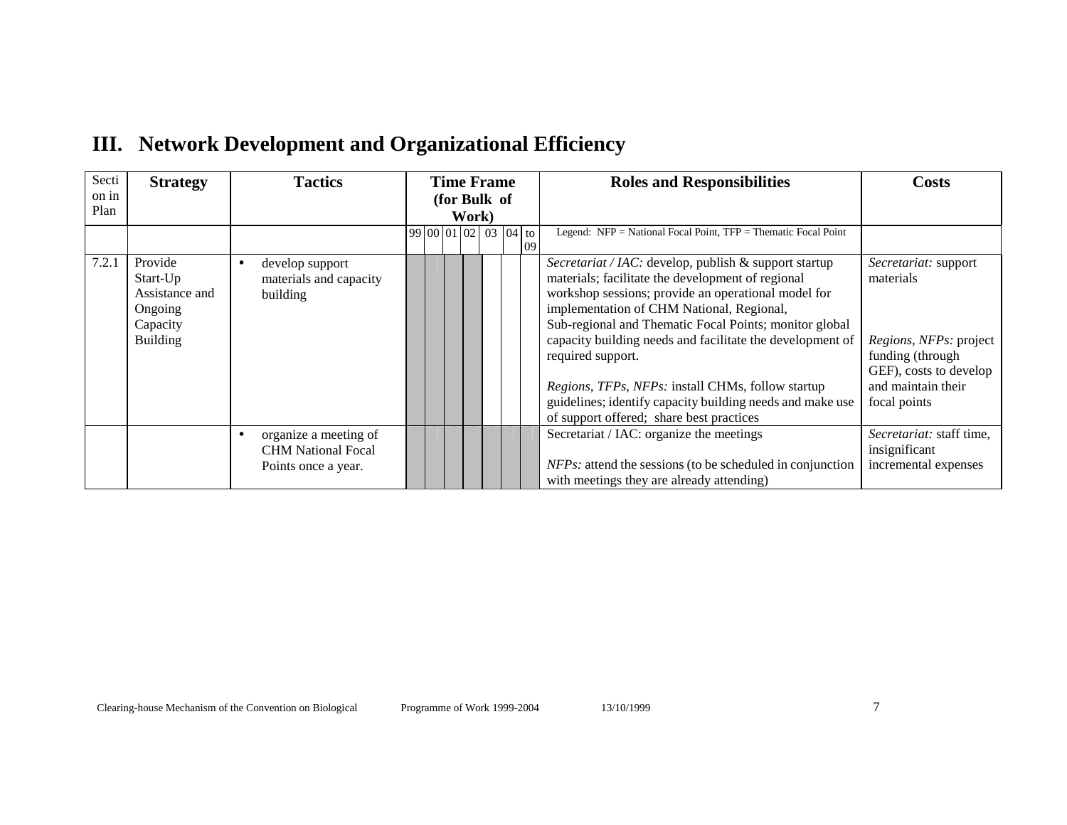# III. Network Development and Organizational Efficiency

| Section in Plan | Strategy | Tactics | Time Frame (for Bulk of Work) | | | | | | | Roles and Responsibilities | Costs |
|---|---|---|---|---|---|---|---|---|---|---|---|
| | | | 99 | 00 | 01 | 02 | 03 | 04 | to 09 | Legend: NFP = National Focal Point, TFP = Thematic Focal Point | |
| 7.2.1 | Provide Start-Up Assistance and Ongoing Capacity Building | • develop support materials and capacity building | | | | | | | | *Secretariat / IAC:* develop, publish & support startup materials; facilitate the development of regional workshop sessions; provide an operational model for implementation of CHM National, Regional, Sub-regional and Thematic Focal Points; monitor global capacity building needs and facilitate the development of required support.<br><br>*Regions, TFPs, NFPs:* install CHMs, follow startup guidelines; identify capacity building needs and make use of support offered; share best practices | *Secretariat:* support materials<br><br>*Regions, NFPs:* project funding (through GEF), costs to develop and maintain their focal points |
| | | • organize a meeting of CHM National Focal Points once a year. | | | | | | | | Secretariat / IAC: organize the meetings<br><br>*NFPs:* attend the sessions (to be scheduled in conjunction with meetings they are already attending) | *Secretariat:* staff time, insignificant incremental expenses |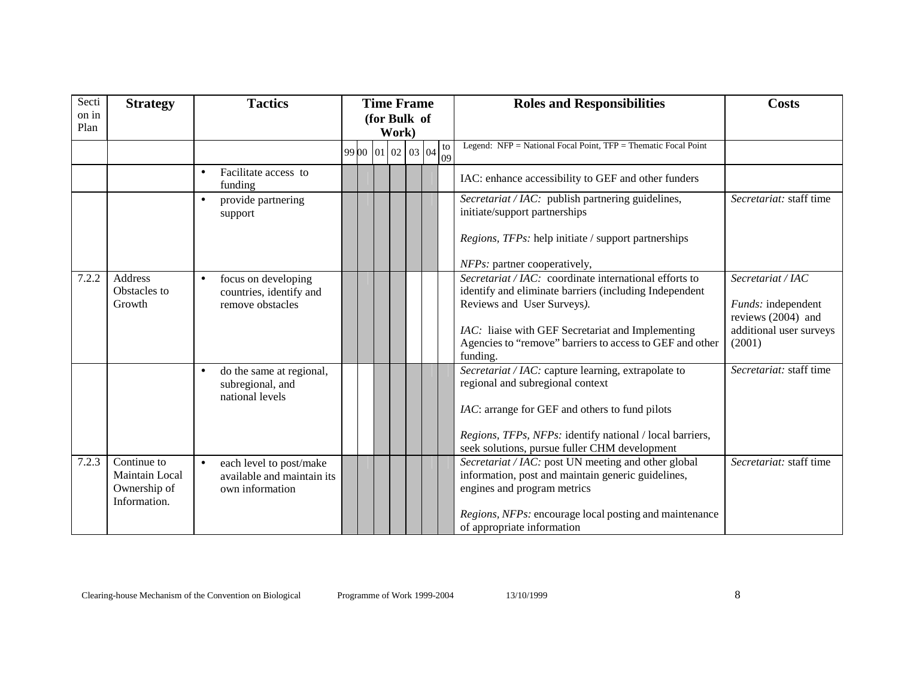| Section in Plan | Strategy | Tactics | Time Frame (for Bulk of Work) | | | | | | | Roles and Responsibilities | Costs |
|---|---|---|---|---|---|---|---|---|---|---|---|
| | | | 99 | 00 | 01 | 02 | 03 | 04 | to 09 | Legend: NFP = National Focal Point, TFP = Thematic Focal Point | |
| | | • Facilitate access to funding | | | | | | | | IAC: enhance accessibility to GEF and other funders | |
| | | • provide partnering support | | | | | | | | *Secretariat / IAC:* publish partnering guidelines, initiate/support partnerships<br><br>*Regions, TFPs:* help initiate / support partnerships<br><br>*NFPs:* partner cooperatively, | *Secretariat:* staff time |
| 7.2.2 | Address Obstacles to Growth | • focus on developing countries, identify and remove obstacles | | | | | | | | *Secretariat / IAC:* coordinate international efforts to identify and eliminate barriers (including Independent Reviews and User Surveys*).*<br><br>*IAC:* liaise with GEF Secretariat and Implementing Agencies to "remove" barriers to access to GEF and other funding. | *Secretariat / IAC*<br><br>*Funds:* independent reviews (2004) and additional user surveys (2001) |
| | | • do the same at regional, subregional, and national levels | | | | | | | | *Secretariat / IAC:* capture learning, extrapolate to regional and subregional context<br><br>*IAC*: arrange for GEF and others to fund pilots<br><br>*Regions, TFPs, NFPs:* identify national / local barriers, seek solutions, pursue fuller CHM development | *Secretariat:* staff time |
| 7.2.3 | Continue to Maintain Local Ownership of Information. | • each level to post/make available and maintain its own information | | | | | | | | *Secretariat / IAC:* post UN meeting and other global information, post and maintain generic guidelines, engines and program metrics<br><br>*Regions, NFPs:* encourage local posting and maintenance of appropriate information | *Secretariat:* staff time |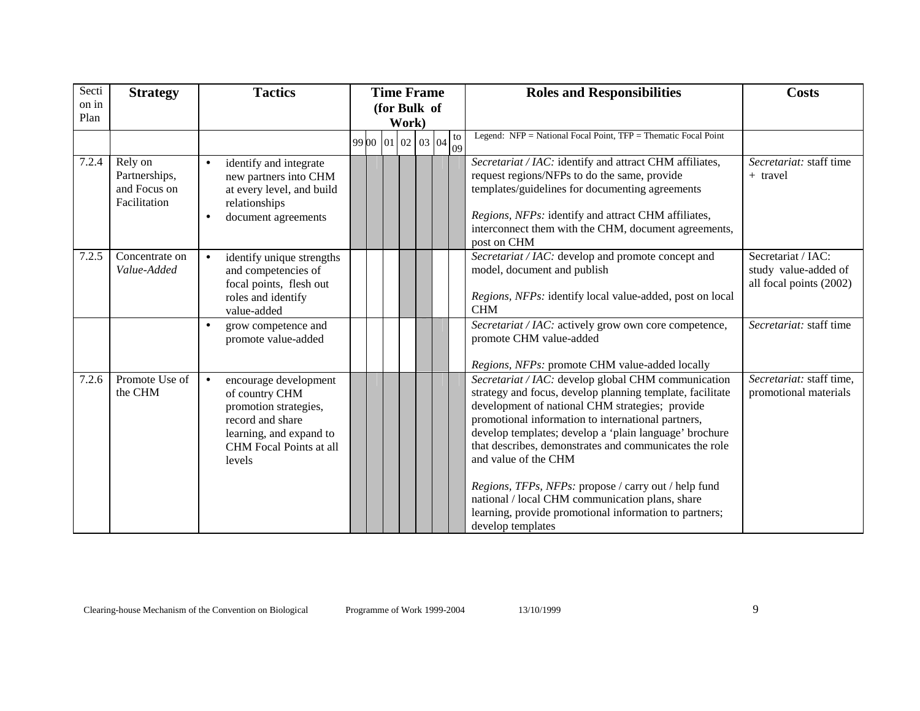| Section in Plan | Strategy | Tactics | Time Frame (for Bulk of Work) | | | | | | | Roles and Responsibilities | Costs |
|---|---|---|---|---|---|---|---|---|---|---|---|
| | | | 99 | 00 | 01 | 02 | 03 | 04 | to 09 | Legend: NFP = National Focal Point, TFP = Thematic Focal Point | |
| 7.2.4 | Rely on Partnerships, and Focus on Facilitation | • identify and integrate new partners into CHM at every level, and build relationships<br>• document agreements | | | | | | | | *Secretariat / IAC:* identify and attract CHM affiliates, request regions/NFPs to do the same, provide templates/guidelines for documenting agreements<br><br>*Regions, NFPs:* identify and attract CHM affiliates, interconnect them with the CHM, document agreements, post on CHM | *Secretariat:* staff time + travel |
| 7.2.5 | Concentrate on *Value-Added* | • identify unique strengths and competencies of focal points, flesh out roles and identify value-added | | | | | | | | *Secretariat / IAC:* develop and promote concept and model, document and publish<br><br>*Regions, NFPs:* identify local value-added, post on local CHM | Secretariat / IAC: study value-added of all focal points (2002) |
| | | • grow competence and promote value-added | | | | | | | | *Secretariat / IAC:* actively grow own core competence, promote CHM value-added<br><br>*Regions, NFPs:* promote CHM value-added locally | *Secretariat:* staff time |
| 7.2.6 | Promote Use of the CHM | • encourage development of country CHM promotion strategies, record and share learning, and expand to CHM Focal Points at all levels | | | | | | | | *Secretariat / IAC:* develop global CHM communication strategy and focus, develop planning template, facilitate development of national CHM strategies; provide promotional information to international partners, develop templates; develop a 'plain language' brochure that describes, demonstrates and communicates the role and value of the CHM<br><br>*Regions, TFPs, NFPs:* propose / carry out / help fund national / local CHM communication plans, share learning, provide promotional information to partners; develop templates | *Secretariat:* staff time, promotional materials |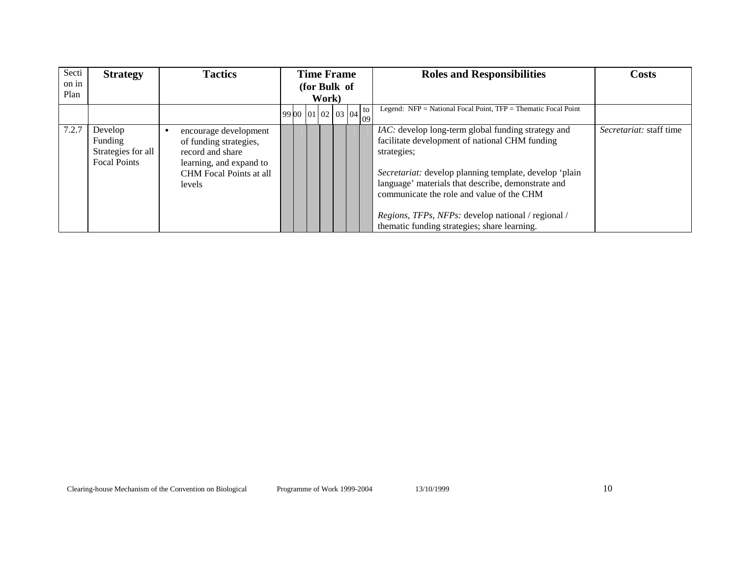| Section in Plan | Strategy | Tactics | Time Frame (for Bulk of Work) | | | | | | | Roles and Responsibilities | Costs |
|---|---|---|---|---|---|---|---|---|---|---|---|
| | | | 99 | 00 | 01 | 02 | 03 | 04 | to 09 | Legend: NFP = National Focal Point, TFP = Thematic Focal Point | |
| 7.2.7 | Develop Funding Strategies for all Focal Points | • encourage development of funding strategies, record and share learning, and expand to CHM Focal Points at all levels | | | | | | | | *IAC:* develop long-term global funding strategy and facilitate development of national CHM funding strategies;<br><br>*Secretariat:* develop planning template, develop 'plain language' materials that describe, demonstrate and communicate the role and value of the CHM<br><br>*Regions, TFPs, NFPs:* develop national / regional / thematic funding strategies; share learning. | *Secretariat:* staff time |